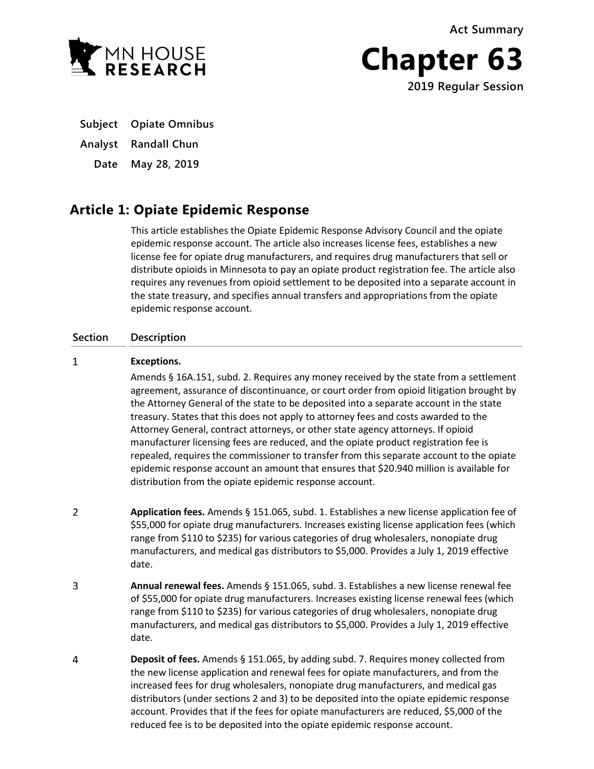Act Summary

# Chapter 63

**2019 Regular Session**

**Subject** Opiate Omnibus

**Analyst** Randall Chun

**Date** May 28, 2019

## Article 1: Opiate Epidemic Response

This article establishes the Opiate Epidemic Response Advisory Council and the opiate epidemic response account. The article also increases license fees, establishes a new license fee for opiate drug manufacturers, and requires drug manufacturers that sell or distribute opioids in Minnesota to pay an opiate product registration fee. The article also requires any revenues from opioid settlement to be deposited into a separate account in the state treasury, and specifies annual transfers and appropriations from the opiate epidemic response account.

| Section | Description |
| --- | --- |
| 1 | **Exceptions.** Amends § 16A.151, subd. 2. Requires any money received by the state from a settlement agreement, assurance of discontinuance, or court order from opioid litigation brought by the state Attorney General of the state to be deposited into a separate account in the state treasury. States that this does not apply to attorney fees and costs awarded to the Attorney General, contract attorneys, or other state agency attorneys. If opioid manufacturer licensing fees are reduced, and the opiate product registration fee is repealed, requires the commissioner to transfer from this separate account to the opiate epidemic response account an amount that ensures that $20.940 million is available for distribution from the opiate epidemic response account. |
| 2 | **Application fees.** Amends § 151.065, subd. 1. Establishes a new license application fee of $55,000 for opiate drug manufacturers. Increases existing license application fees (which range from $110 to $235) for various categories of drug wholesalers, nonopiate drug manufacturers, and medical gas distributors to $5,000. Provides a July 1, 2019 effective date. |
| 3 | **Annual renewal fees.** Amends § 151.065, subd. 3. Establishes a new license renewal fee of $55,000 for opiate drug manufacturers. Increases existing license renewal fees (which range from $110 to $235) for various categories of drug wholesalers, nonopiate drug manufacturers, and medical gas distributors to $5,000. Provides a July 1, 2019 effective date. |
| 4 | **Deposit of fees.** Amends § 151.065, by adding subd. 7. Requires money collected from the new license application and renewal fees for opiate manufacturers, and from the increased fees for drug wholesalers, nonopiate drug manufacturers, and medical gas distributors (under sections 2 and 3) to be deposited into the opiate epidemic response account. Provides that if the fees for opiate manufacturers are reduced, $5,000 of the reduced fee is to be deposited into the opiate epidemic response account. |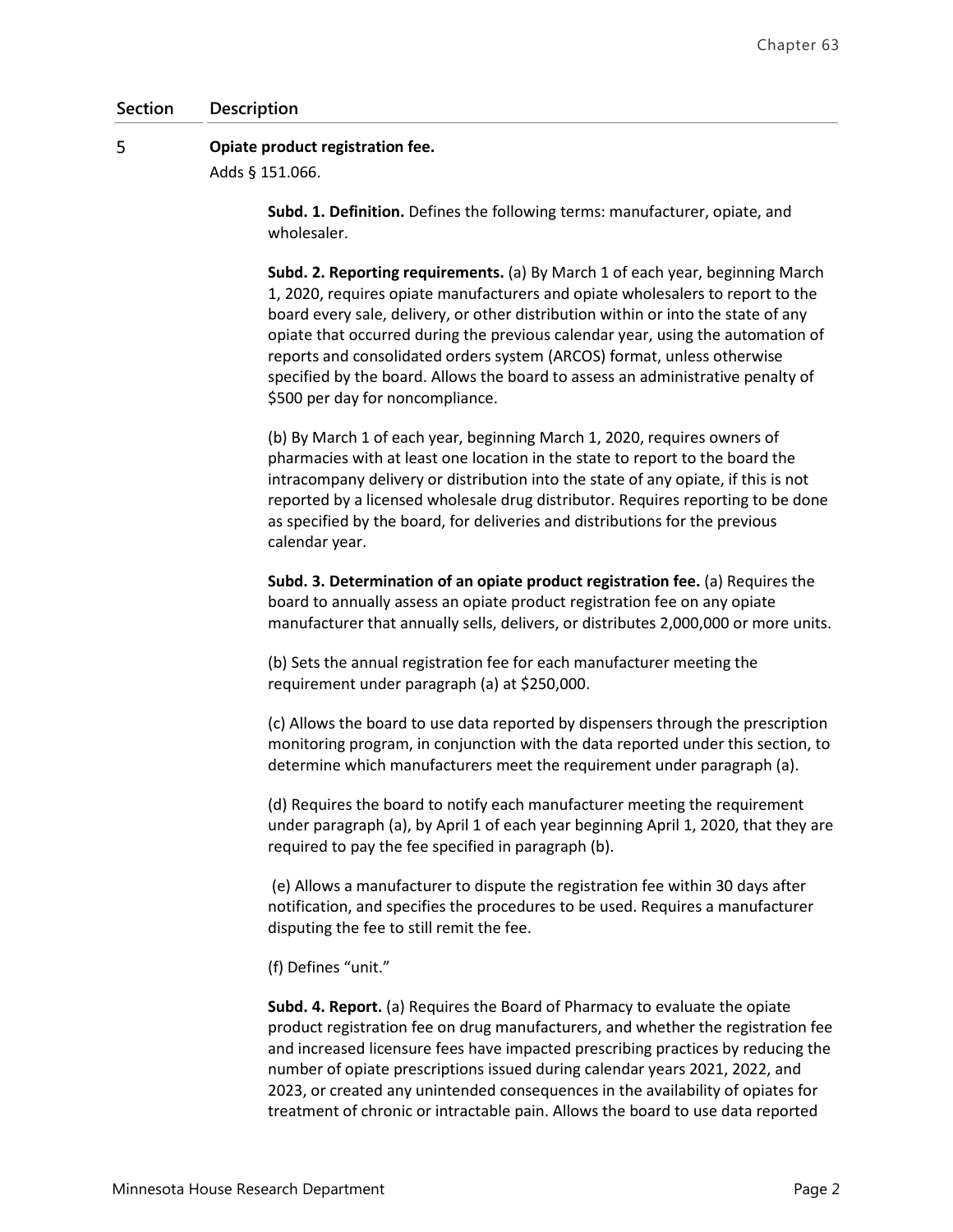| Section | Description |
|---|---|
| 5 | **Opiate product registration fee.** |

Adds § 151.066.

**Subd. 1. Definition.** Defines the following terms: manufacturer, opiate, and wholesaler.

**Subd. 2. Reporting requirements.** (a) By March 1 of each year, beginning March 1, 2020, requires opiate manufacturers and opiate wholesalers to report to the board every sale, delivery, or other distribution within or into the state of any opiate that occurred during the previous calendar year, using the automation of reports and consolidated orders system (ARCOS) format, unless otherwise specified by the board. Allows the board to assess an administrative penalty of $500 per day for noncompliance.

(b) By March 1 of each year, beginning March 1, 2020, requires owners of pharmacies with at least one location in the state to report to the board the intracompany delivery or distribution into the state of any opiate, if this is not reported by a licensed wholesale drug distributor. Requires reporting to be done as specified by the board, for deliveries and distributions for the previous calendar year.

**Subd. 3. Determination of an opiate product registration fee.** (a) Requires the board to annually assess an opiate product registration fee on any opiate manufacturer that annually sells, delivers, or distributes 2,000,000 or more units.

(b) Sets the annual registration fee for each manufacturer meeting the requirement under paragraph (a) at $250,000.

(c) Allows the board to use data reported by dispensers through the prescription monitoring program, in conjunction with the data reported under this section, to determine which manufacturers meet the requirement under paragraph (a).

(d) Requires the board to notify each manufacturer meeting the requirement under paragraph (a), by April 1 of each year beginning April 1, 2020, that they are required to pay the fee specified in paragraph (b).

(e) Allows a manufacturer to dispute the registration fee within 30 days after notification, and specifies the procedures to be used. Requires a manufacturer disputing the fee to still remit the fee.

(f) Defines "unit."

**Subd. 4. Report.** (a) Requires the Board of Pharmacy to evaluate the opiate product registration fee on drug manufacturers, and whether the registration fee and increased licensure fees have impacted prescribing practices by reducing the number of opiate prescriptions issued during calendar years 2021, 2022, and 2023, or created any unintended consequences in the availability of opiates for treatment of chronic or intractable pain. Allows the board to use data reported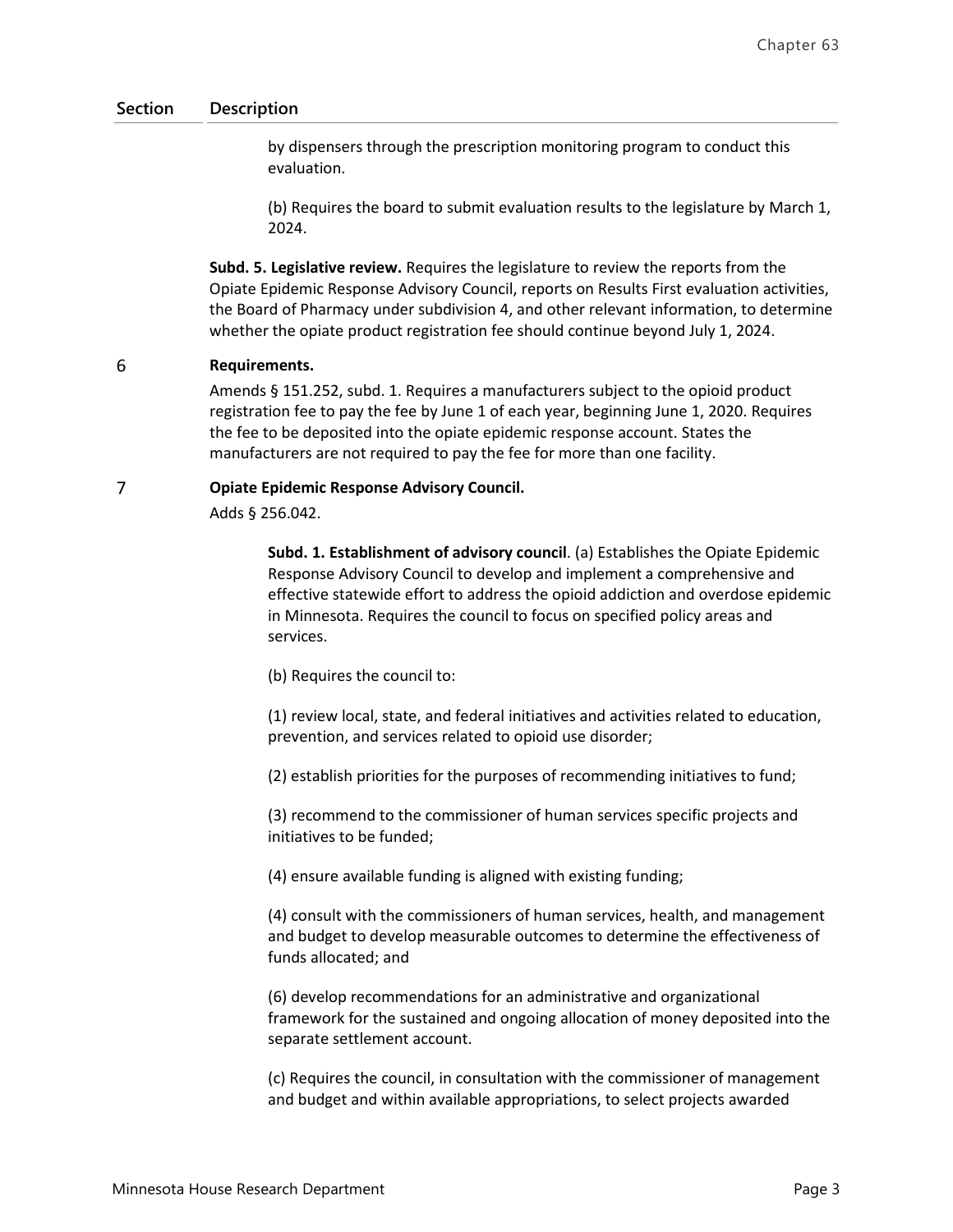| Section | Description |
|---|---|
| | by dispensers through the prescription monitoring program to conduct this evaluation.<br><br>(b) Requires the board to submit evaluation results to the legislature by March 1, 2024.<br><br>**Subd. 5. Legislative review.** Requires the legislature to review the reports from the Opiate Epidemic Response Advisory Council, reports on Results First evaluation activities, the Board of Pharmacy under subdivision 4, and other relevant information, to determine whether the opiate product registration fee should continue beyond July 1, 2024. |
| 6 | **Requirements.**<br>Amends § 151.252, subd. 1. Requires a manufacturers subject to the opioid product registration fee to pay the fee by June 1 of each year, beginning June 1, 2020. Requires the fee to be deposited into the opiate epidemic response account. States the manufacturers are not required to pay the fee for more than one facility. |
| 7 | **Opiate Epidemic Response Advisory Council.**<br>Adds § 256.042.<br><br>**Subd. 1. Establishment of advisory council**. (a) Establishes the Opiate Epidemic Response Advisory Council to develop and implement a comprehensive and effective statewide effort to address the opioid addiction and overdose epidemic in Minnesota. Requires the council to focus on specified policy areas and services.<br><br>(b) Requires the council to:<br><br>(1) review local, state, and federal initiatives and activities related to education, prevention, and services related to opioid use disorder;<br><br>(2) establish priorities for the purposes of recommending initiatives to fund;<br><br>(3) recommend to the commissioner of human services specific projects and initiatives to be funded;<br><br>(4) ensure available funding is aligned with existing funding;<br><br>(4) consult with the commissioners of human services, health, and management and budget to develop measurable outcomes to determine the effectiveness of funds allocated; and<br><br>(6) develop recommendations for an administrative and organizational framework for the sustained and ongoing allocation of money deposited into the separate settlement account.<br><br>(c) Requires the council, in consultation with the commissioner of management and budget and within available appropriations, to select projects awarded |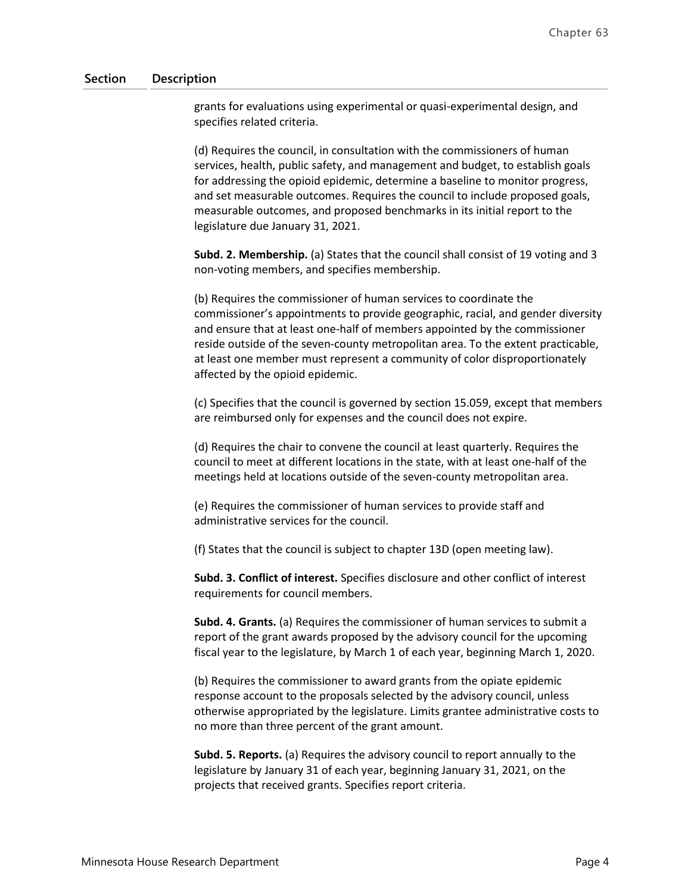| Section | Description |
|---|---|
| | grants for evaluations using experimental or quasi-experimental design, and specifies related criteria.<br><br>(d) Requires the council, in consultation with the commissioners of human services, health, public safety, and management and budget, to establish goals for addressing the opioid epidemic, determine a baseline to monitor progress, and set measurable outcomes. Requires the council to include proposed goals, measurable outcomes, and proposed benchmarks in its initial report to the legislature due January 31, 2021.<br><br>**Subd. 2. Membership.** (a) States that the council shall consist of 19 voting and 3 non-voting members, and specifies membership.<br><br>(b) Requires the commissioner of human services to coordinate the commissioner's appointments to provide geographic, racial, and gender diversity and ensure that at least one-half of members appointed by the commissioner reside outside of the seven-county metropolitan area. To the extent practicable, at least one member must represent a community of color disproportionately affected by the opioid epidemic.<br><br>(c) Specifies that the council is governed by section 15.059, except that members are reimbursed only for expenses and the council does not expire.<br><br>(d) Requires the chair to convene the council at least quarterly. Requires the council to meet at different locations in the state, with at least one-half of the meetings held at locations outside of the seven-county metropolitan area.<br><br>(e) Requires the commissioner of human services to provide staff and administrative services for the council.<br><br>(f) States that the council is subject to chapter 13D (open meeting law).<br><br>**Subd. 3. Conflict of interest.** Specifies disclosure and other conflict of interest requirements for council members.<br><br>**Subd. 4. Grants.** (a) Requires the commissioner of human services to submit a report of the grant awards proposed by the advisory council for the upcoming fiscal year to the legislature, by March 1 of each year, beginning March 1, 2020.<br><br>(b) Requires the commissioner to award grants from the opiate epidemic response account to the proposals selected by the advisory council, unless otherwise appropriated by the legislature. Limits grantee administrative costs to no more than three percent of the grant amount.<br><br>**Subd. 5. Reports.** (a) Requires the advisory council to report annually to the legislature by January 31 of each year, beginning January 31, 2021, on the projects that received grants. Specifies report criteria. |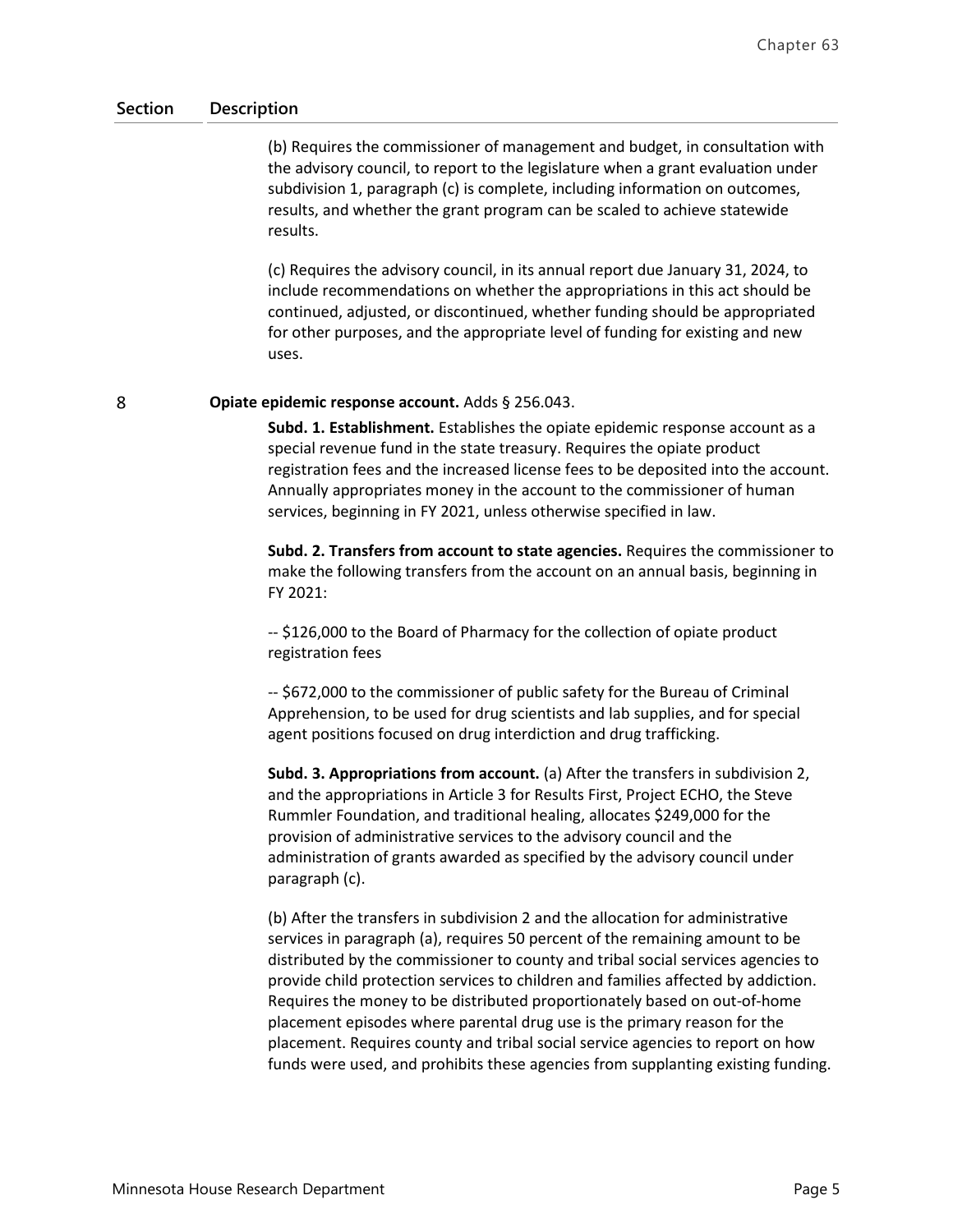| Section | Description |
|---|---|
| | (b) Requires the commissioner of management and budget, in consultation with the advisory council, to report to the legislature when a grant evaluation under subdivision 1, paragraph (c) is complete, including information on outcomes, results, and whether the grant program can be scaled to achieve statewide results. |
| | (c) Requires the advisory council, in its annual report due January 31, 2024, to include recommendations on whether the appropriations in this act should be continued, adjusted, or discontinued, whether funding should be appropriated for other purposes, and the appropriate level of funding for existing and new uses. |
| 8 | **Opiate epidemic response account.** Adds § 256.043. |
| | **Subd. 1. Establishment.** Establishes the opiate epidemic response account as a special revenue fund in the state treasury. Requires the opiate product registration fees and the increased license fees to be deposited into the account. Annually appropriates money in the account to the commissioner of human services, beginning in FY 2021, unless otherwise specified in law. |
| | **Subd. 2. Transfers from account to state agencies.** Requires the commissioner to make the following transfers from the account on an annual basis, beginning in FY 2021: |
| | -- $126,000 to the Board of Pharmacy for the collection of opiate product registration fees |
| | -- $672,000 to the commissioner of public safety for the Bureau of Criminal Apprehension, to be used for drug scientists and lab supplies, and for special agent positions focused on drug interdiction and drug trafficking. |
| | **Subd. 3. Appropriations from account.** (a) After the transfers in subdivision 2, and the appropriations in Article 3 for Results First, Project ECHO, the Steve Rummler Foundation, and traditional healing, allocates $249,000 for the provision of administrative services to the advisory council and the administration of grants awarded as specified by the advisory council under paragraph (c). |
| | (b) After the transfers in subdivision 2 and the allocation for administrative services in paragraph (a), requires 50 percent of the remaining amount to be distributed by the commissioner to county and tribal social services agencies to provide child protection services to children and families affected by addiction. Requires the money to be distributed proportionately based on out-of-home placement episodes where parental drug use is the primary reason for the placement. Requires county and tribal social service agencies to report on how funds were used, and prohibits these agencies from supplanting existing funding. |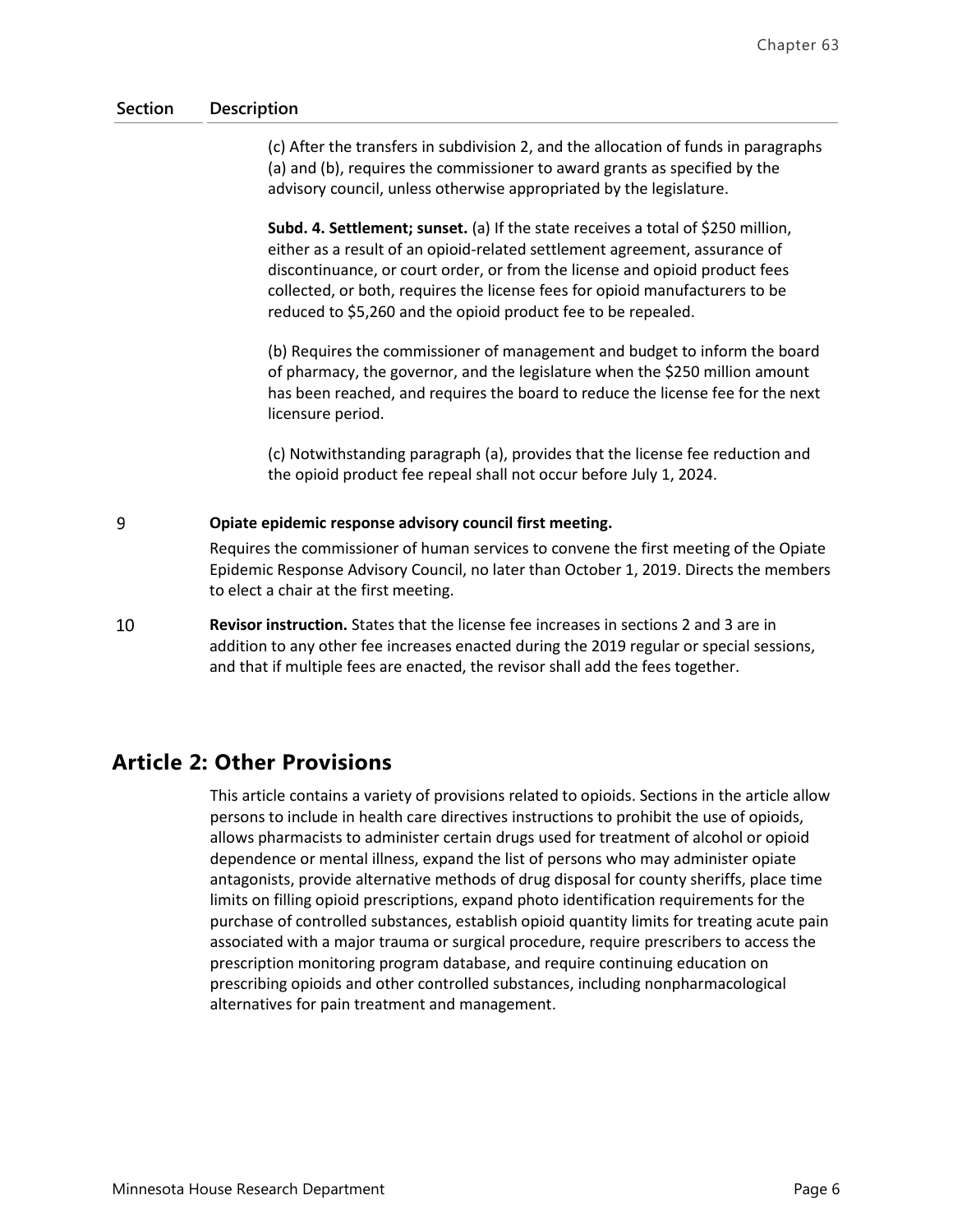| Section | Description |
|---|---|
| | (c) After the transfers in subdivision 2, and the allocation of funds in paragraphs (a) and (b), requires the commissioner to award grants as specified by the advisory council, unless otherwise appropriated by the legislature.<br><br>**Subd. 4. Settlement; sunset.** (a) If the state receives a total of $250 million, either as a result of an opioid-related settlement agreement, assurance of discontinuance, or court order, or from the license and opioid product fees collected, or both, requires the license fees for opioid manufacturers to be reduced to $5,260 and the opioid product fee to be repealed.<br><br>(b) Requires the commissioner of management and budget to inform the board of pharmacy, the governor, and the legislature when the $250 million amount has been reached, and requires the board to reduce the license fee for the next licensure period.<br><br>(c) Notwithstanding paragraph (a), provides that the license fee reduction and the opioid product fee repeal shall not occur before July 1, 2024. |
| 9 | **Opiate epidemic response advisory council first meeting.**<br>Requires the commissioner of human services to convene the first meeting of the Opiate Epidemic Response Advisory Council, no later than October 1, 2019. Directs the members to elect a chair at the first meeting. |
| 10 | **Revisor instruction.** States that the license fee increases in sections 2 and 3 are in addition to any other fee increases enacted during the 2019 regular or special sessions, and that if multiple fees are enacted, the revisor shall add the fees together. |

## Article 2: Other Provisions

This article contains a variety of provisions related to opioids. Sections in the article allow persons to include in health care directives instructions to prohibit the use of opioids, allows pharmacists to administer certain drugs used for treatment of alcohol or opioid dependence or mental illness, expand the list of persons who may administer opiate antagonists, provide alternative methods of drug disposal for county sheriffs, place time limits on filling opioid prescriptions, expand photo identification requirements for the purchase of controlled substances, establish opioid quantity limits for treating acute pain associated with a major trauma or surgical procedure, require prescribers to access the prescription monitoring program database, and require continuing education on prescribing opioids and other controlled substances, including nonpharmacological alternatives for pain treatment and management.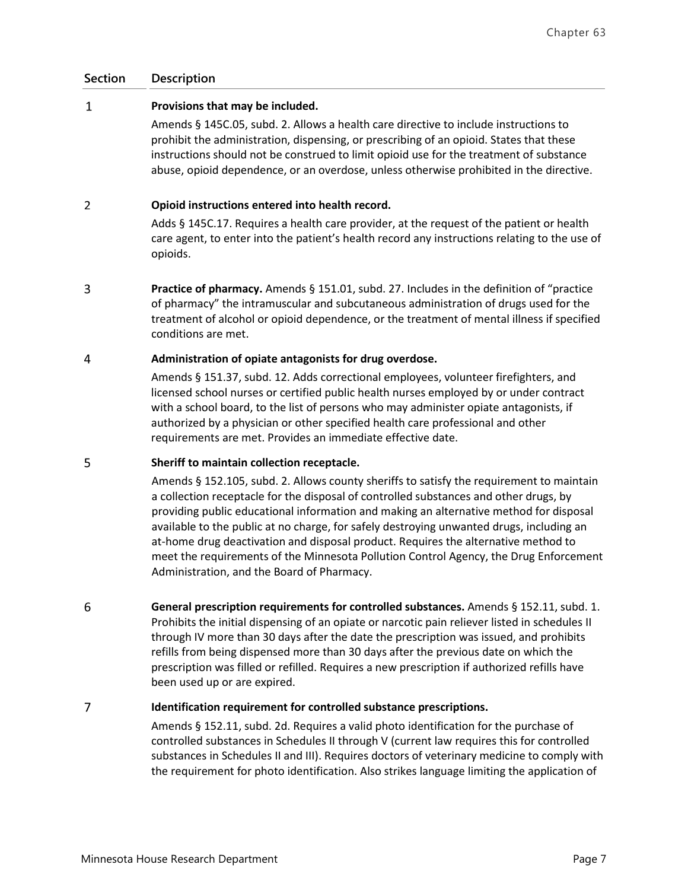| Section | Description |
|---|---|
| 1 | **Provisions that may be included.** Amends § 145C.05, subd. 2. Allows a health care directive to include instructions to prohibit the administration, dispensing, or prescribing of an opioid. States that these instructions should not be construed to limit opioid use for the treatment of substance abuse, opioid dependence, or an overdose, unless otherwise prohibited in the directive. |
| 2 | **Opioid instructions entered into health record.** Adds § 145C.17. Requires a health care provider, at the request of the patient or health care agent, to enter into the patient's health record any instructions relating to the use of opioids. |
| 3 | **Practice of pharmacy.** Amends § 151.01, subd. 27. Includes in the definition of "practice of pharmacy" the intramuscular and subcutaneous administration of drugs used for the treatment of alcohol or opioid dependence, or the treatment of mental illness if specified conditions are met. |
| 4 | **Administration of opiate antagonists for drug overdose.** Amends § 151.37, subd. 12. Adds correctional employees, volunteer firefighters, and licensed school nurses or certified public health nurses employed by or under contract with a school board, to the list of persons who may administer opiate antagonists, if authorized by a physician or other specified health care professional and other requirements are met. Provides an immediate effective date. |
| 5 | **Sheriff to maintain collection receptacle.** Amends § 152.105, subd. 2. Allows county sheriffs to satisfy the requirement to maintain a collection receptacle for the disposal of controlled substances and other drugs, by providing public educational information and making an alternative method for disposal available to the public at no charge, for safely destroying unwanted drugs, including an at-home drug deactivation and disposal product. Requires the alternative method to meet the requirements of the Minnesota Pollution Control Agency, the Drug Enforcement Administration, and the Board of Pharmacy. |
| 6 | **General prescription requirements for controlled substances.** Amends § 152.11, subd. 1. Prohibits the initial dispensing of an opiate or narcotic pain reliever listed in schedules II through IV more than 30 days after the date the prescription was issued, and prohibits refills from being dispensed more than 30 days after the previous date on which the prescription was filled or refilled. Requires a new prescription if authorized refills have been used up or are expired. |
| 7 | **Identification requirement for controlled substance prescriptions.** Amends § 152.11, subd. 2d. Requires a valid photo identification for the purchase of controlled substances in Schedules II through V (current law requires this for controlled substances in Schedules II and III). Requires doctors of veterinary medicine to comply with the requirement for photo identification. Also strikes language limiting the application of |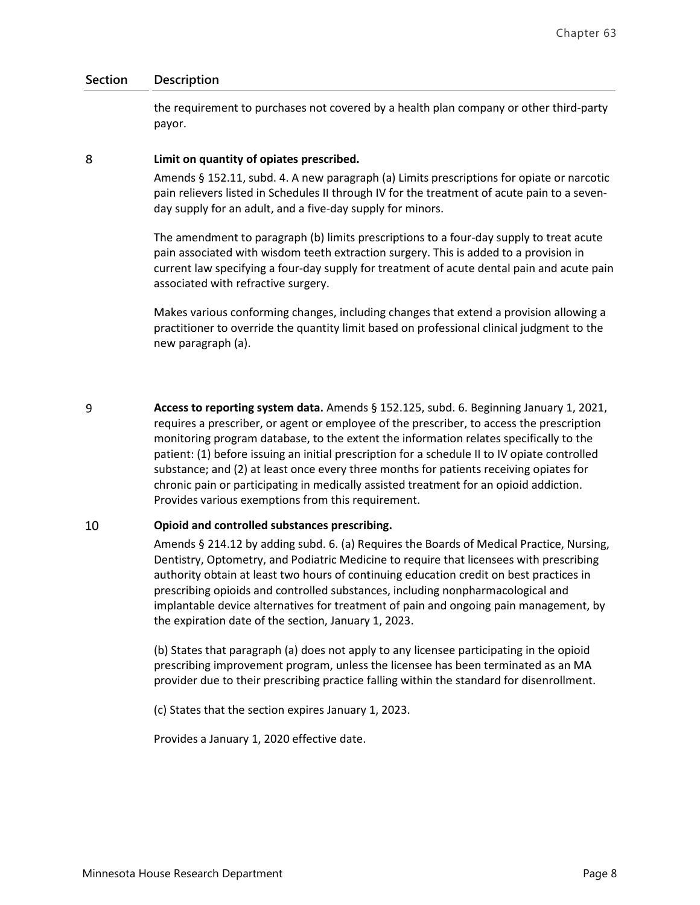| Section | Description |
|---|---|
| | the requirement to purchases not covered by a health plan company or other third-party payor. |
| 8 | **Limit on quantity of opiates prescribed.**<br><br>Amends § 152.11, subd. 4. A new paragraph (a) Limits prescriptions for opiate or narcotic pain relievers listed in Schedules II through IV for the treatment of acute pain to a seven-day supply for an adult, and a five-day supply for minors.<br><br>The amendment to paragraph (b) limits prescriptions to a four-day supply to treat acute pain associated with wisdom teeth extraction surgery. This is added to a provision in current law specifying a four-day supply for treatment of acute dental pain and acute pain associated with refractive surgery.<br><br>Makes various conforming changes, including changes that extend a provision allowing a practitioner to override the quantity limit based on professional clinical judgment to the new paragraph (a). |
| 9 | **Access to reporting system data.** Amends § 152.125, subd. 6. Beginning January 1, 2021, requires a prescriber, or agent or employee of the prescriber, to access the prescription monitoring program database, to the extent the information relates specifically to the patient: (1) before issuing an initial prescription for a schedule II to IV opiate controlled substance; and (2) at least once every three months for patients receiving opiates for chronic pain or participating in medically assisted treatment for an opioid addiction. Provides various exemptions from this requirement. |
| 10 | **Opioid and controlled substances prescribing.**<br><br>Amends § 214.12 by adding subd. 6. (a) Requires the Boards of Medical Practice, Nursing, Dentistry, Optometry, and Podiatric Medicine to require that licensees with prescribing authority obtain at least two hours of continuing education credit on best practices in prescribing opioids and controlled substances, including nonpharmacological and implantable device alternatives for treatment of pain and ongoing pain management, by the expiration date of the section, January 1, 2023.<br><br>(b) States that paragraph (a) does not apply to any licensee participating in the opioid prescribing improvement program, unless the licensee has been terminated as an MA provider due to their prescribing practice falling within the standard for disenrollment.<br><br>(c) States that the section expires January 1, 2023.<br><br>Provides a January 1, 2020 effective date. |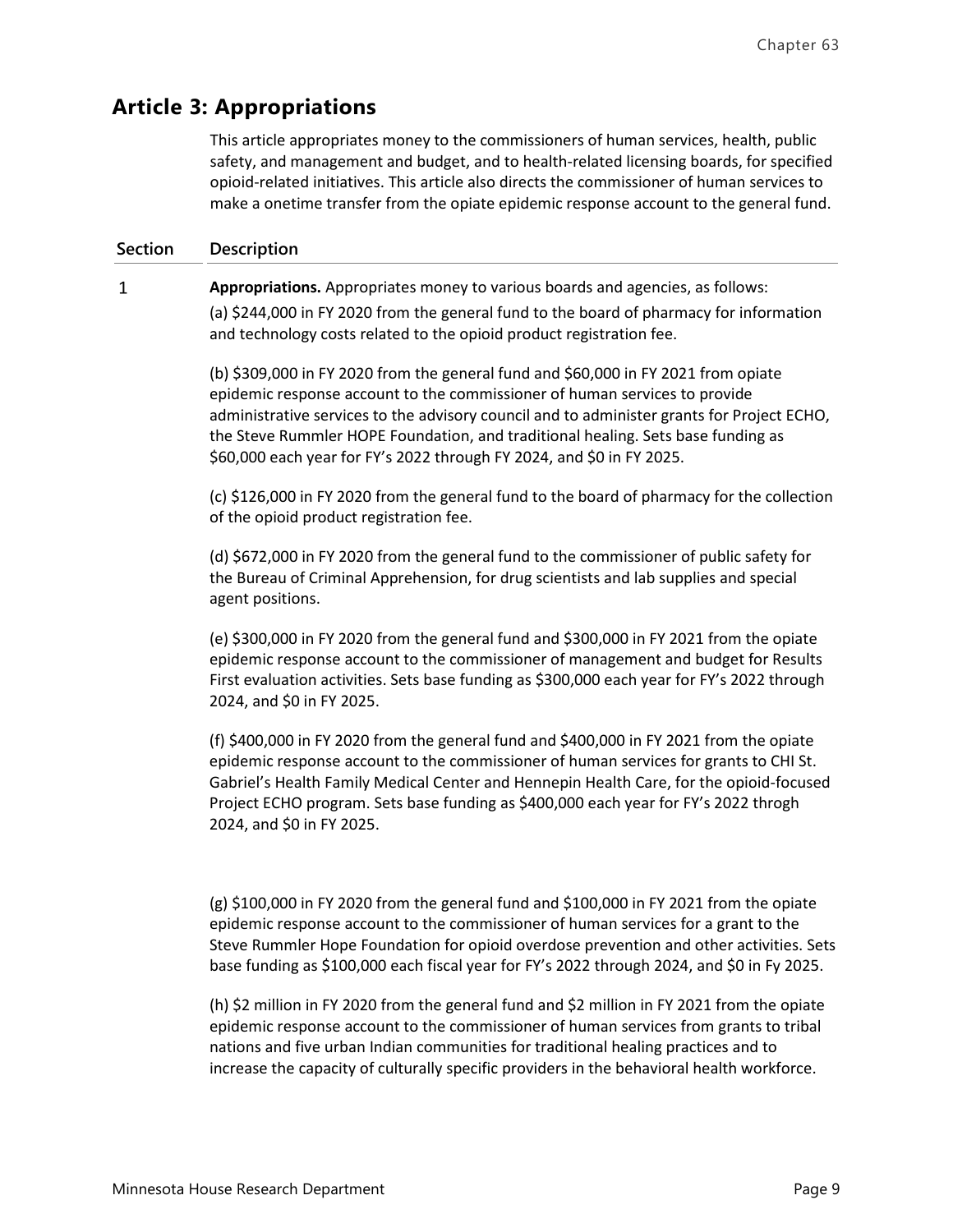## Article 3: Appropriations

This article appropriates money to the commissioners of human services, health, public safety, and management and budget, and to health-related licensing boards, for specified opioid-related initiatives. This article also directs the commissioner of human services to make a onetime transfer from the opiate epidemic response account to the general fund.

| Section | Description |
|---|---|
| 1 | **Appropriations.** Appropriates money to various boards and agencies, as follows:<br><br>(a) $244,000 in FY 2020 from the general fund to the board of pharmacy for information and technology costs related to the opioid product registration fee.<br><br>(b) $309,000 in FY 2020 from the general fund and $60,000 in FY 2021 from opiate epidemic response account to the commissioner of human services to provide administrative services to the advisory council and to administer grants for Project ECHO, the Steve Rummler HOPE Foundation, and traditional healing. Sets base funding as $60,000 each year for FY's 2022 through FY 2024, and $0 in FY 2025.<br><br>(c) $126,000 in FY 2020 from the general fund to the board of pharmacy for the collection of the opioid product registration fee.<br><br>(d) $672,000 in FY 2020 from the general fund to the commissioner of public safety for the Bureau of Criminal Apprehension, for drug scientists and lab supplies and special agent positions.<br><br>(e) $300,000 in FY 2020 from the general fund and $300,000 in FY 2021 from the opiate epidemic response account to the commissioner of management and budget for Results First evaluation activities. Sets base funding as $300,000 each year for FY's 2022 through 2024, and $0 in FY 2025.<br><br>(f) $400,000 in FY 2020 from the general fund and $400,000 in FY 2021 from the opiate epidemic response account to the commissioner of human services for grants to CHI St. Gabriel's Health Family Medical Center and Hennepin Health Care, for the opioid-focused Project ECHO program. Sets base funding as $400,000 each year for FY's 2022 throgh 2024, and $0 in FY 2025.<br><br>(g) $100,000 in FY 2020 from the general fund and $100,000 in FY 2021 from the opiate epidemic response account to the commissioner of human services for a grant to the Steve Rummler Hope Foundation for opioid overdose prevention and other activities. Sets base funding as $100,000 each fiscal year for FY's 2022 through 2024, and $0 in Fy 2025.<br><br>(h) $2 million in FY 2020 from the general fund and $2 million in FY 2021 from the opiate epidemic response account to the commissioner of human services from grants to tribal nations and five urban Indian communities for traditional healing practices and to increase the capacity of culturally specific providers in the behavioral health workforce. |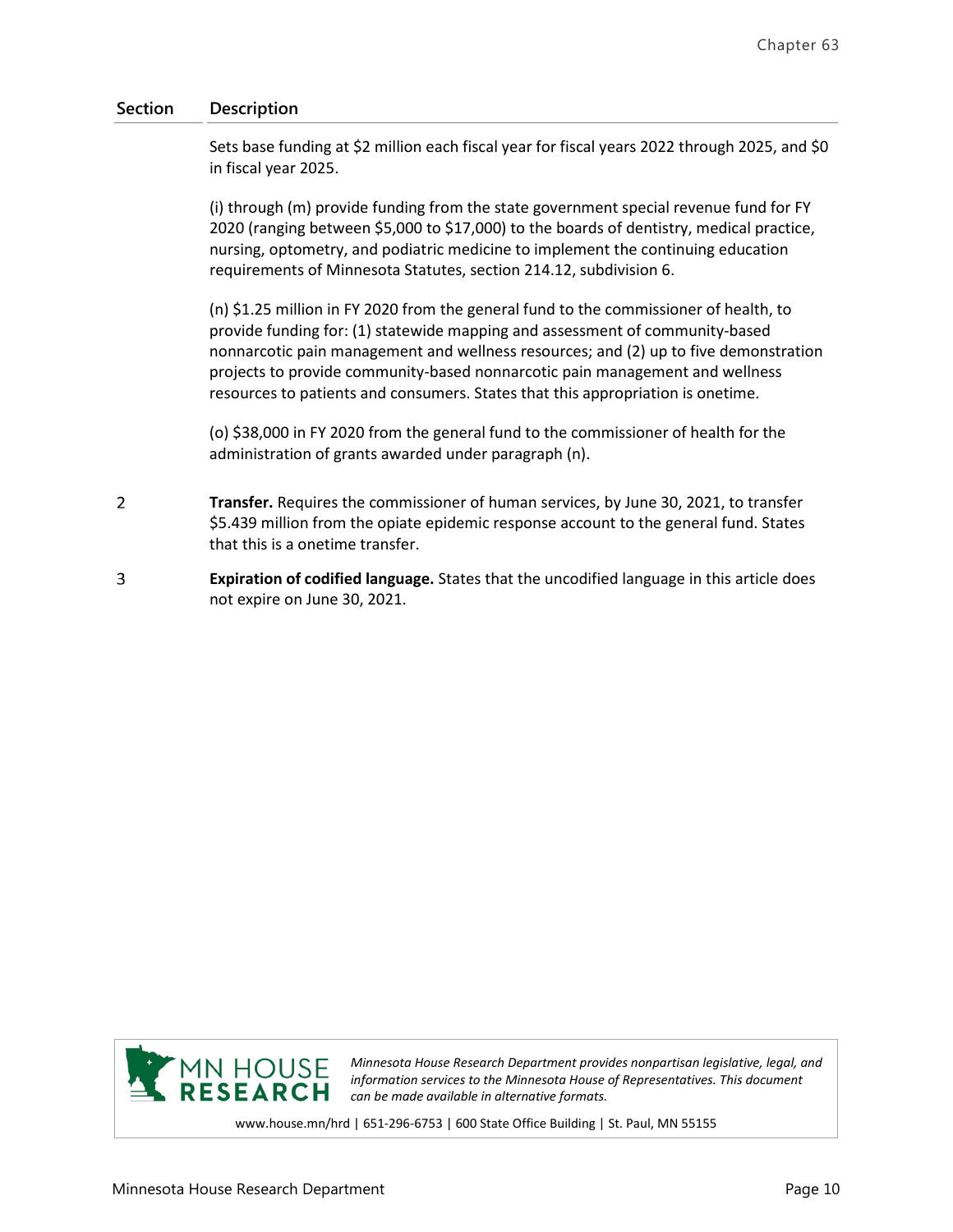| Section | Description |
|---|---|
| | Sets base funding at $2 million each fiscal year for fiscal years 2022 through 2025, and $0 in fiscal year 2025. |
| | (i) through (m) provide funding from the state government special revenue fund for FY 2020 (ranging between $5,000 to $17,000) to the boards of dentistry, medical practice, nursing, optometry, and podiatric medicine to implement the continuing education requirements of Minnesota Statutes, section 214.12, subdivision 6. |
| | (n) $1.25 million in FY 2020 from the general fund to the commissioner of health, to provide funding for: (1) statewide mapping and assessment of community-based nonnarcotic pain management and wellness resources; and (2) up to five demonstration projects to provide community-based nonnarcotic pain management and wellness resources to patients and consumers. States that this appropriation is onetime. |
| | (o) $38,000 in FY 2020 from the general fund to the commissioner of health for the administration of grants awarded under paragraph (n). |
| 2 | **Transfer.** Requires the commissioner of human services, by June 30, 2021, to transfer $5.439 million from the opiate epidemic response account to the general fund. States that this is a onetime transfer. |
| 3 | **Expiration of codified language.** States that the uncodified language in this article does not expire on June 30, 2021. |

MN HOUSE RESEARCH

*Minnesota House Research Department provides nonpartisan legislative, legal, and information services to the Minnesota House of Representatives. This document can be made available in alternative formats.*

www.house.mn/hrd | 651-296-6753 | 600 State Office Building | St. Paul, MN 55155